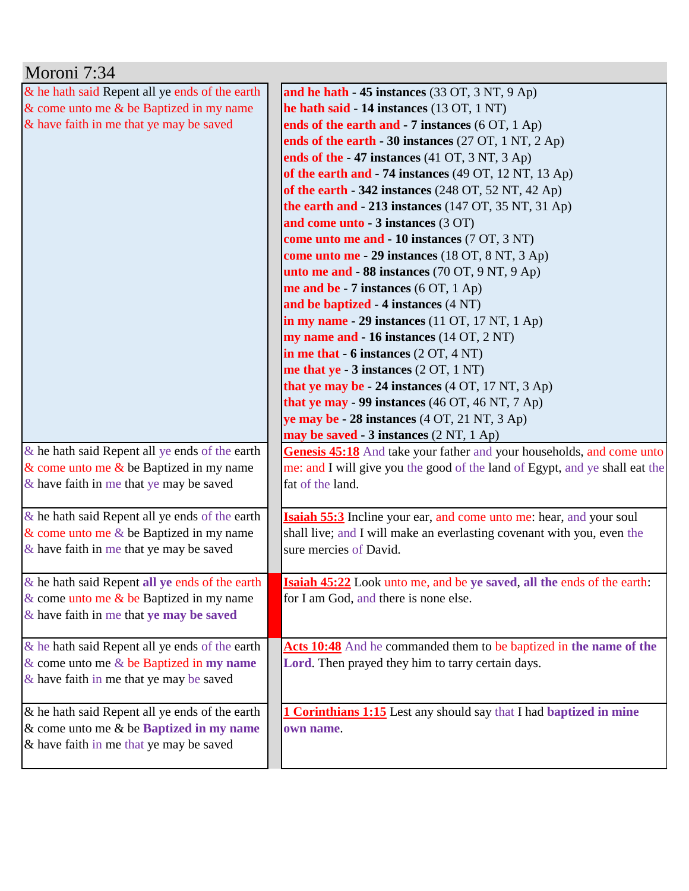# Moroni 7:34

| | |
|---|---|
| & he hath said Repent all ye ends of the earth<br>& come unto me & be Baptized in my name<br>& have faith in me that ye may be saved | **and he hath - 45 instances** (33 OT, 3 NT, 9 Ap)<br>**he hath said - 14 instances** (13 OT, 1 NT)<br>**ends of the earth and - 7 instances** (6 OT, 1 Ap)<br>**ends of the earth - 30 instances** (27 OT, 1 NT, 2 Ap)<br>**ends of the - 47 instances** (41 OT, 3 NT, 3 Ap)<br>**of the earth and - 74 instances** (49 OT, 12 NT, 13 Ap)<br>**of the earth - 342 instances** (248 OT, 52 NT, 42 Ap)<br>**the earth and - 213 instances** (147 OT, 35 NT, 31 Ap)<br>**and come unto - 3 instances** (3 OT)<br>**come unto me and - 10 instances** (7 OT, 3 NT)<br>**come unto me - 29 instances** (18 OT, 8 NT, 3 Ap)<br>**unto me and - 88 instances** (70 OT, 9 NT, 9 Ap)<br>**me and be - 7 instances** (6 OT, 1 Ap)<br>**and be baptized - 4 instances** (4 NT)<br>**in my name - 29 instances** (11 OT, 17 NT, 1 Ap)<br>**my name and - 16 instances** (14 OT, 2 NT)<br>**in me that - 6 instances** (2 OT, 4 NT)<br>**me that ye - 3 instances** (2 OT, 1 NT)<br>**that ye may be - 24 instances** (4 OT, 17 NT, 3 Ap)<br>**that ye may - 99 instances** (46 OT, 46 NT, 7 Ap)<br>**ye may be - 28 instances** (4 OT, 21 NT, 3 Ap)<br>**may be saved - 3 instances** (2 NT, 1 Ap) |
| & he hath said Repent all ye ends of the earth<br>& come unto me & be Baptized in my name<br>& have faith in me that ye may be saved | **Genesis 45:18** And take your father and your households, and come unto me: and I will give you the good of the land of Egypt, and ye shall eat the fat of the land. |
| & he hath said Repent all ye ends of the earth<br>& come unto me & be Baptized in my name<br>& have faith in me that ye may be saved | **Isaiah 55:3** Incline your ear, and come unto me: hear, and your soul shall live; and I will make an everlasting covenant with you, even the sure mercies of David. |
| & he hath said Repent **all ye** ends of the earth<br>& come unto me & be Baptized in my name<br>& have faith in me that **ye may be saved** | **Isaiah 45:22** Look unto me, and be **ye saved**, **all the** ends of the earth: for I am God, and there is none else. |
| & he hath said Repent all ye ends of the earth<br>& come unto me & be Baptized in **my name**<br>& have faith in me that ye may be saved | **Acts 10:48** And he commanded them to be baptized in **the name of the Lord**. Then prayed they him to tarry certain days. |
| & he hath said Repent all ye ends of the earth<br>& come unto me & be **Baptized in my name**<br>& have faith in me that ye may be saved | **1 Corinthians 1:15** Lest any should say that I had **baptized in mine own name**. |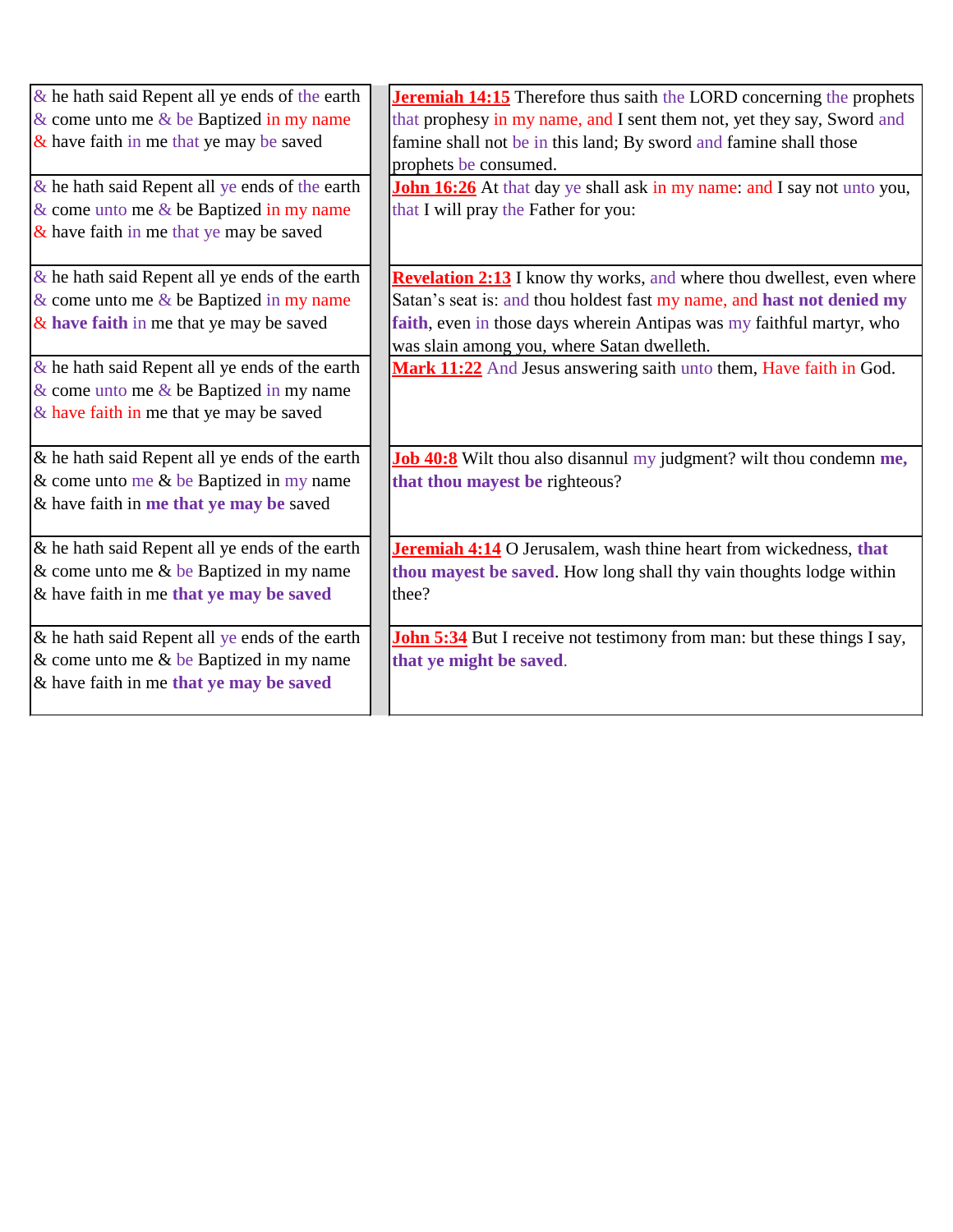| | |
|---|---|
| & he hath said Repent all ye ends of the earth & come unto me & be Baptized in my name & have faith in me that ye may be saved | **Jeremiah 14:15** Therefore thus saith the LORD concerning the prophets that prophesy in my name, and I sent them not, yet they say, Sword and famine shall not be in this land; By sword and famine shall those prophets be consumed. |
| & he hath said Repent all ye ends of the earth & come unto me & be Baptized in my name & have faith in me that ye may be saved | **John 16:26** At that day ye shall ask in my name: and I say not unto you, that I will pray the Father for you: |
| & he hath said Repent all ye ends of the earth & come unto me & be Baptized in my name & **have faith** in me that ye may be saved | **Revelation 2:13** I know thy works, and where thou dwellest, even where Satan's seat is: and thou holdest fast my name, and **hast not denied my faith**, even in those days wherein Antipas was my faithful martyr, who was slain among you, where Satan dwelleth. |
| & he hath said Repent all ye ends of the earth & come unto me & be Baptized in my name & have faith in me that ye may be saved | **Mark 11:22** And Jesus answering saith unto them, Have faith in God. |
| & he hath said Repent all ye ends of the earth & come unto me & be Baptized in my name & have faith in **me that ye may be** saved | **Job 40:8** Wilt thou also disannul my judgment? wilt thou condemn **me, that thou mayest be** righteous? |
| & he hath said Repent all ye ends of the earth & come unto me & be Baptized in my name & have faith in me **that ye may be saved** | **Jeremiah 4:14** O Jerusalem, wash thine heart from wickedness, **that thou mayest be saved**. How long shall thy vain thoughts lodge within thee? |
| & he hath said Repent all ye ends of the earth & come unto me & be Baptized in my name & have faith in me **that ye may be saved** | **John 5:34** But I receive not testimony from man: but these things I say, **that ye might be saved**. |